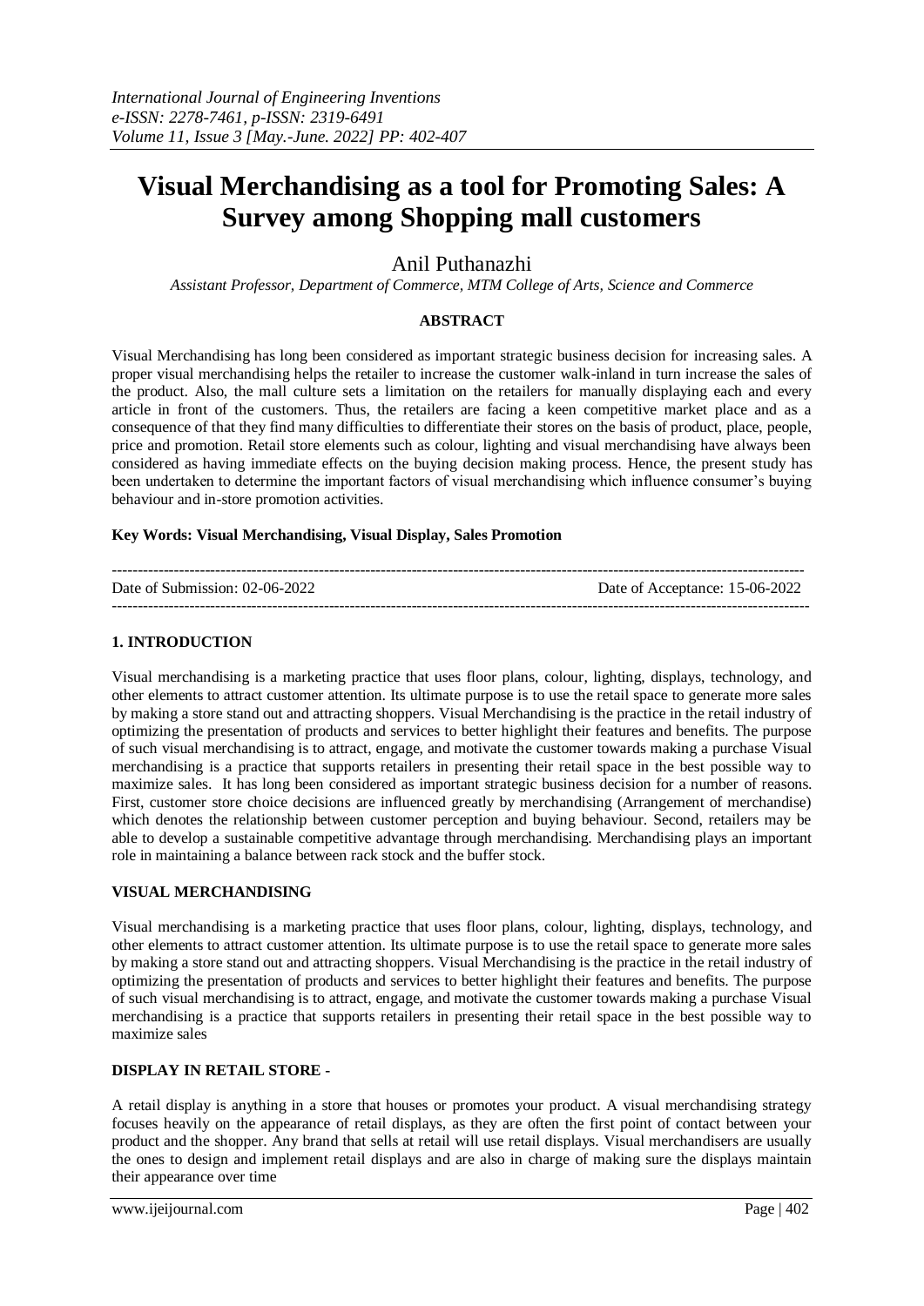# Visual Merchandising as a tool for Promoting Sales: A Survey among Shopping mall customers

Anil Puthanazhi

*Assistant Professor, Department of Commerce, MTM College of Arts, Science and Commerce*

## ABSTRACT

Visual Merchandising has long been considered as important strategic business decision for increasing sales. A proper visual merchandising helps the retailer to increase the customer walk-inland in turn increase the sales of the product. Also, the mall culture sets a limitation on the retailers for manually displaying each and every article in front of the customers. Thus, the retailers are facing a keen competitive market place and as a consequence of that they find many difficulties to differentiate their stores on the basis of product, place, people, price and promotion. Retail store elements such as colour, lighting and visual merchandising have always been considered as having immediate effects on the buying decision making process. Hence, the present study has been undertaken to determine the important factors of visual merchandising which influence consumer's buying behaviour and in-store promotion activities.

**Key Words: Visual Merchandising, Visual Display, Sales Promotion**

---

Date of Submission: 02-06-2022 Date of Acceptance: 15-06-2022

---

## 1. INTRODUCTION

Visual merchandising is a marketing practice that uses floor plans, colour, lighting, displays, technology, and other elements to attract customer attention. Its ultimate purpose is to use the retail space to generate more sales by making a store stand out and attracting shoppers. Visual Merchandising is the practice in the retail industry of optimizing the presentation of products and services to better highlight their features and benefits. The purpose of such visual merchandising is to attract, engage, and motivate the customer towards making a purchase Visual merchandising is a practice that supports retailers in presenting their retail space in the best possible way to maximize sales. It has long been considered as important strategic business decision for a number of reasons. First, customer store choice decisions are influenced greatly by merchandising (Arrangement of merchandise) which denotes the relationship between customer perception and buying behaviour. Second, retailers may be able to develop a sustainable competitive advantage through merchandising. Merchandising plays an important role in maintaining a balance between rack stock and the buffer stock.

### VISUAL MERCHANDISING

Visual merchandising is a marketing practice that uses floor plans, colour, lighting, displays, technology, and other elements to attract customer attention. Its ultimate purpose is to use the retail space to generate more sales by making a store stand out and attracting shoppers. Visual Merchandising is the practice in the retail industry of optimizing the presentation of products and services to better highlight their features and benefits. The purpose of such visual merchandising is to attract, engage, and motivate the customer towards making a purchase Visual merchandising is a practice that supports retailers in presenting their retail space in the best possible way to maximize sales

### DISPLAY IN RETAIL STORE -

A retail display is anything in a store that houses or promotes your product. A visual merchandising strategy focuses heavily on the appearance of retail displays, as they are often the first point of contact between your product and the shopper. Any brand that sells at retail will use retail displays. Visual merchandisers are usually the ones to design and implement retail displays and are also in charge of making sure the displays maintain their appearance over time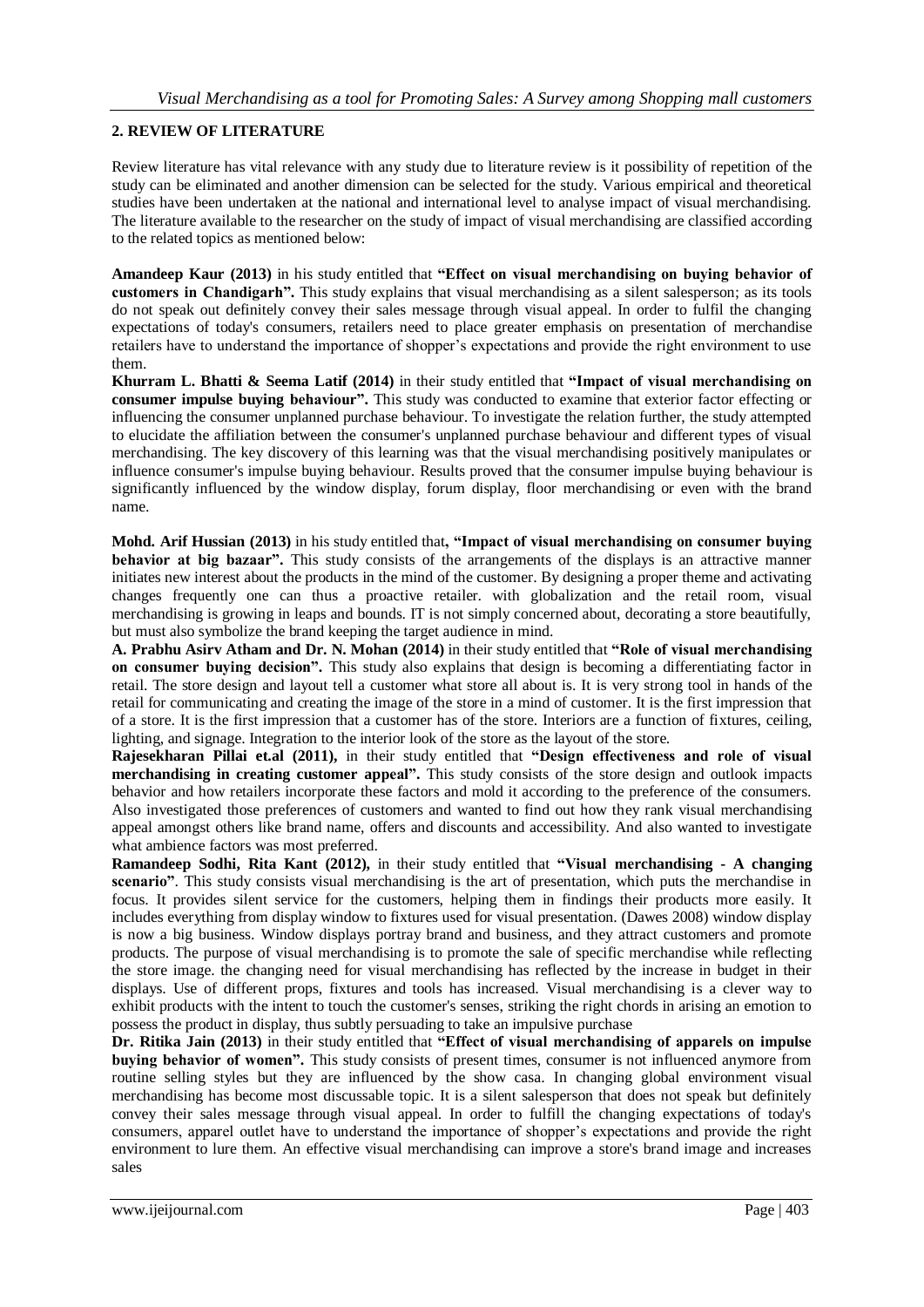## 2. REVIEW OF LITERATURE

Review literature has vital relevance with any study due to literature review is it possibility of repetition of the study can be eliminated and another dimension can be selected for the study. Various empirical and theoretical studies have been undertaken at the national and international level to analyse impact of visual merchandising. The literature available to the researcher on the study of impact of visual merchandising are classified according to the related topics as mentioned below:

**Amandeep Kaur (2013)** in his study entitled that **"Effect on visual merchandising on buying behavior of customers in Chandigarh".** This study explains that visual merchandising as a silent salesperson; as its tools do not speak out definitely convey their sales message through visual appeal. In order to fulfil the changing expectations of today's consumers, retailers need to place greater emphasis on presentation of merchandise retailers have to understand the importance of shopper's expectations and provide the right environment to use them.

**Khurram L. Bhatti & Seema Latif (2014)** in their study entitled that **"Impact of visual merchandising on consumer impulse buying behaviour".** This study was conducted to examine that exterior factor effecting or influencing the consumer unplanned purchase behaviour. To investigate the relation further, the study attempted to elucidate the affiliation between the consumer's unplanned purchase behaviour and different types of visual merchandising. The key discovery of this learning was that the visual merchandising positively manipulates or influence consumer's impulse buying behaviour. Results proved that the consumer impulse buying behaviour is significantly influenced by the window display, forum display, floor merchandising or even with the brand name.

**Mohd. Arif Hussian (2013)** in his study entitled that**, "Impact of visual merchandising on consumer buying behavior at big bazaar".** This study consists of the arrangements of the displays is an attractive manner initiates new interest about the products in the mind of the customer. By designing a proper theme and activating changes frequently one can thus a proactive retailer. with globalization and the retail room, visual merchandising is growing in leaps and bounds. IT is not simply concerned about, decorating a store beautifully, but must also symbolize the brand keeping the target audience in mind.

**A. Prabhu Asirv Atham and Dr. N. Mohan (2014)** in their study entitled that **"Role of visual merchandising on consumer buying decision".** This study also explains that design is becoming a differentiating factor in retail. The store design and layout tell a customer what store all about is. It is very strong tool in hands of the retail for communicating and creating the image of the store in a mind of customer. It is the first impression that of a store. It is the first impression that a customer has of the store. Interiors are a function of fixtures, ceiling, lighting, and signage. Integration to the interior look of the store as the layout of the store.

**Rajesekharan Pillai et.al (2011),** in their study entitled that **"Design effectiveness and role of visual merchandising in creating customer appeal".** This study consists of the store design and outlook impacts behavior and how retailers incorporate these factors and mold it according to the preference of the consumers. Also investigated those preferences of customers and wanted to find out how they rank visual merchandising appeal amongst others like brand name, offers and discounts and accessibility. And also wanted to investigate what ambience factors was most preferred.

**Ramandeep Sodhi, Rita Kant (2012),** in their study entitled that **"Visual merchandising - A changing scenario"**. This study consists visual merchandising is the art of presentation, which puts the merchandise in focus. It provides silent service for the customers, helping them in findings their products more easily. It includes everything from display window to fixtures used for visual presentation. (Dawes 2008) window display is now a big business. Window displays portray brand and business, and they attract customers and promote products. The purpose of visual merchandising is to promote the sale of specific merchandise while reflecting the store image. the changing need for visual merchandising has reflected by the increase in budget in their displays. Use of different props, fixtures and tools has increased. Visual merchandising is a clever way to exhibit products with the intent to touch the customer's senses, striking the right chords in arising an emotion to possess the product in display, thus subtly persuading to take an impulsive purchase

**Dr. Ritika Jain (2013)** in their study entitled that **"Effect of visual merchandising of apparels on impulse buying behavior of women".** This study consists of present times, consumer is not influenced anymore from routine selling styles but they are influenced by the show casa. In changing global environment visual merchandising has become most discussable topic. It is a silent salesperson that does not speak but definitely convey their sales message through visual appeal. In order to fulfill the changing expectations of today's consumers, apparel outlet have to understand the importance of shopper's expectations and provide the right environment to lure them. An effective visual merchandising can improve a store's brand image and increases sales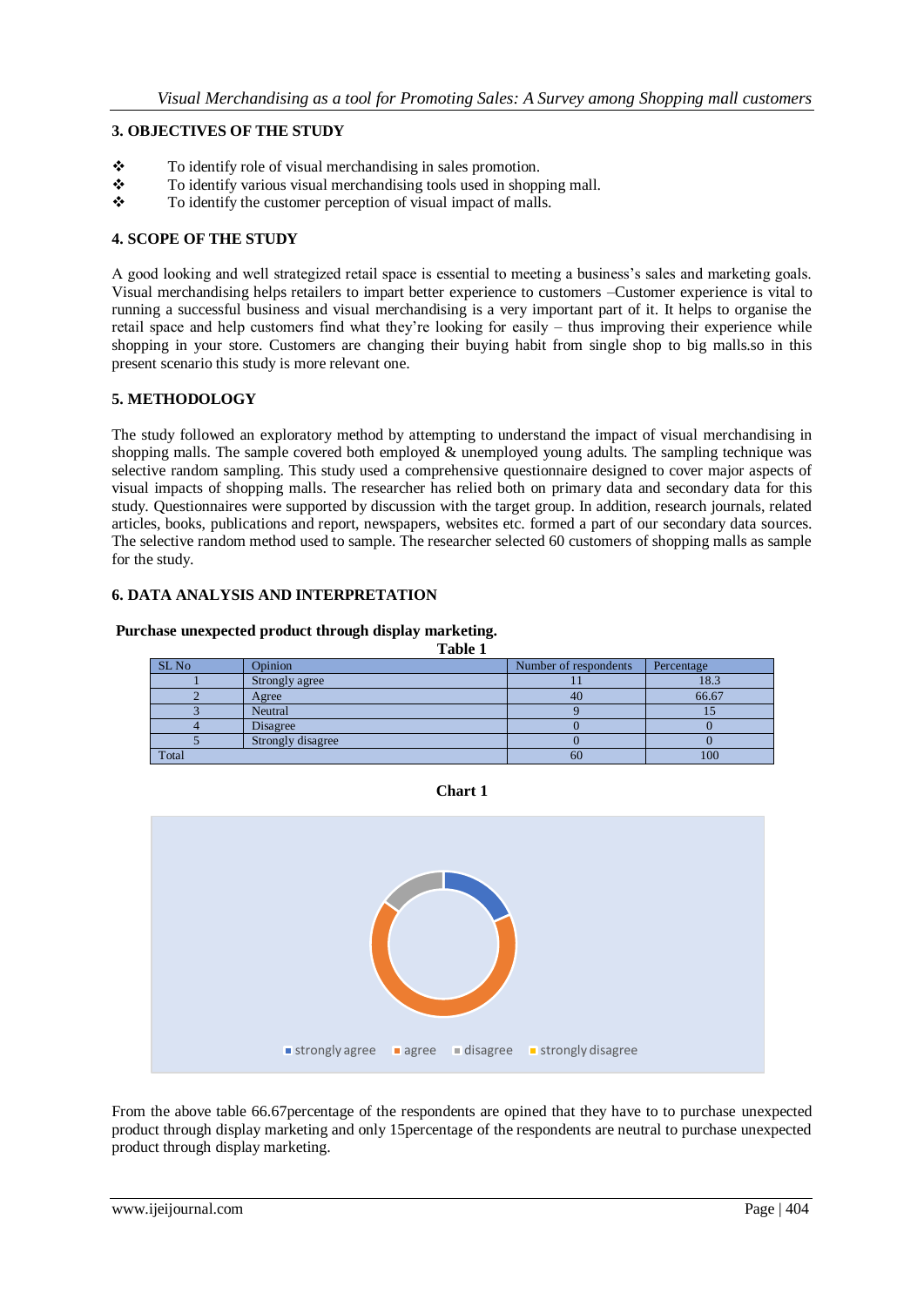## 3. OBJECTIVES OF THE STUDY

- ❖ To identify role of visual merchandising in sales promotion.
- ❖ To identify various visual merchandising tools used in shopping mall.
- ❖ To identify the customer perception of visual impact of malls.

## 4. SCOPE OF THE STUDY

A good looking and well strategized retail space is essential to meeting a business's sales and marketing goals. Visual merchandising helps retailers to impart better experience to customers –Customer experience is vital to running a successful business and visual merchandising is a very important part of it. It helps to organise the retail space and help customers find what they're looking for easily – thus improving their experience while shopping in your store. Customers are changing their buying habit from single shop to big malls.so in this present scenario this study is more relevant one.

## 5. METHODOLOGY

The study followed an exploratory method by attempting to understand the impact of visual merchandising in shopping malls. The sample covered both employed & unemployed young adults. The sampling technique was selective random sampling. This study used a comprehensive questionnaire designed to cover major aspects of visual impacts of shopping malls. The researcher has relied both on primary data and secondary data for this study. Questionnaires were supported by discussion with the target group. In addition, research journals, related articles, books, publications and report, newspapers, websites etc. formed a part of our secondary data sources. The selective random method used to sample. The researcher selected 60 customers of shopping malls as sample for the study.

## 6. DATA ANALYSIS AND INTERPRETATION

**Purchase unexpected product through display marketing.**

**Table 1**

| SL No | Opinion | Number of respondents | Percentage |
|---|---|---|---|
| 1 | Strongly agree | 11 | 18.3 |
| 2 | Agree | 40 | 66.67 |
| 3 | Neutral | 9 | 15 |
| 4 | Disagree | 0 | 0 |
| 5 | Strongly disagree | 0 | 0 |
| Total | | 60 | 100 |

**Chart 1**

From the above table 66.67percentage of the respondents are opined that they have to to purchase unexpected product through display marketing and only 15percentage of the respondents are neutral to purchase unexpected product through display marketing.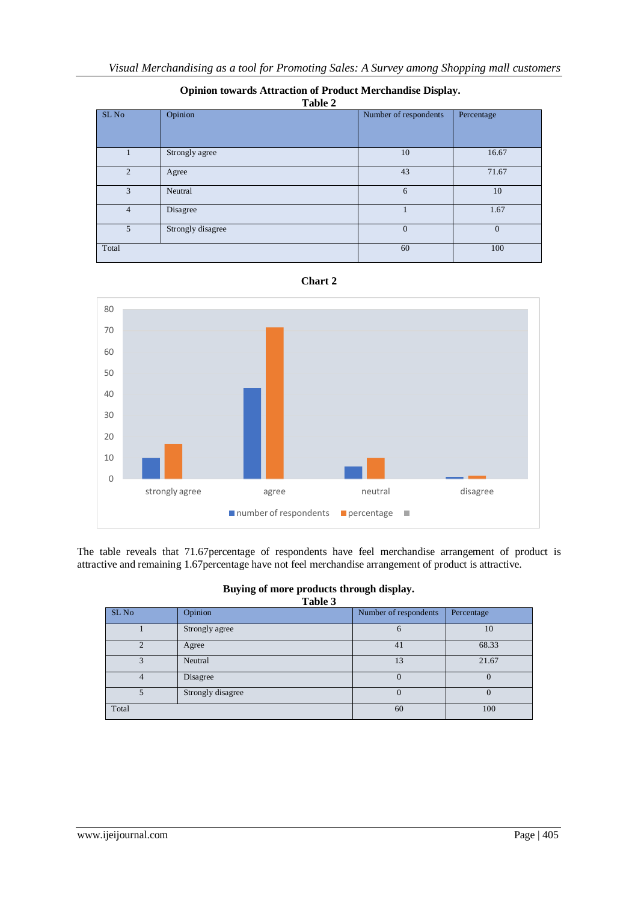**Opinion towards Attraction of Product Merchandise Display.**

**Table 2**

| SL No | Opinion | Number of respondents | Percentage |
|---|---|---|---|
| 1 | Strongly agree | 10 | 16.67 |
| 2 | Agree | 43 | 71.67 |
| 3 | Neutral | 6 | 10 |
| 4 | Disagree | 1 | 1.67 |
| 5 | Strongly disagree | 0 | 0 |
| Total | | 60 | 100 |

**Chart 2**

The table reveals that 71.67percentage of respondents have feel merchandise arrangement of product is attractive and remaining 1.67percentage have not feel merchandise arrangement of product is attractive.

**Buying of more products through display.**

**Table 3**

| SL No | Opinion | Number of respondents | Percentage |
|---|---|---|---|
| 1 | Strongly agree | 6 | 10 |
| 2 | Agree | 41 | 68.33 |
| 3 | Neutral | 13 | 21.67 |
| 4 | Disagree | 0 | 0 |
| 5 | Strongly disagree | 0 | 0 |
| Total | | 60 | 100 |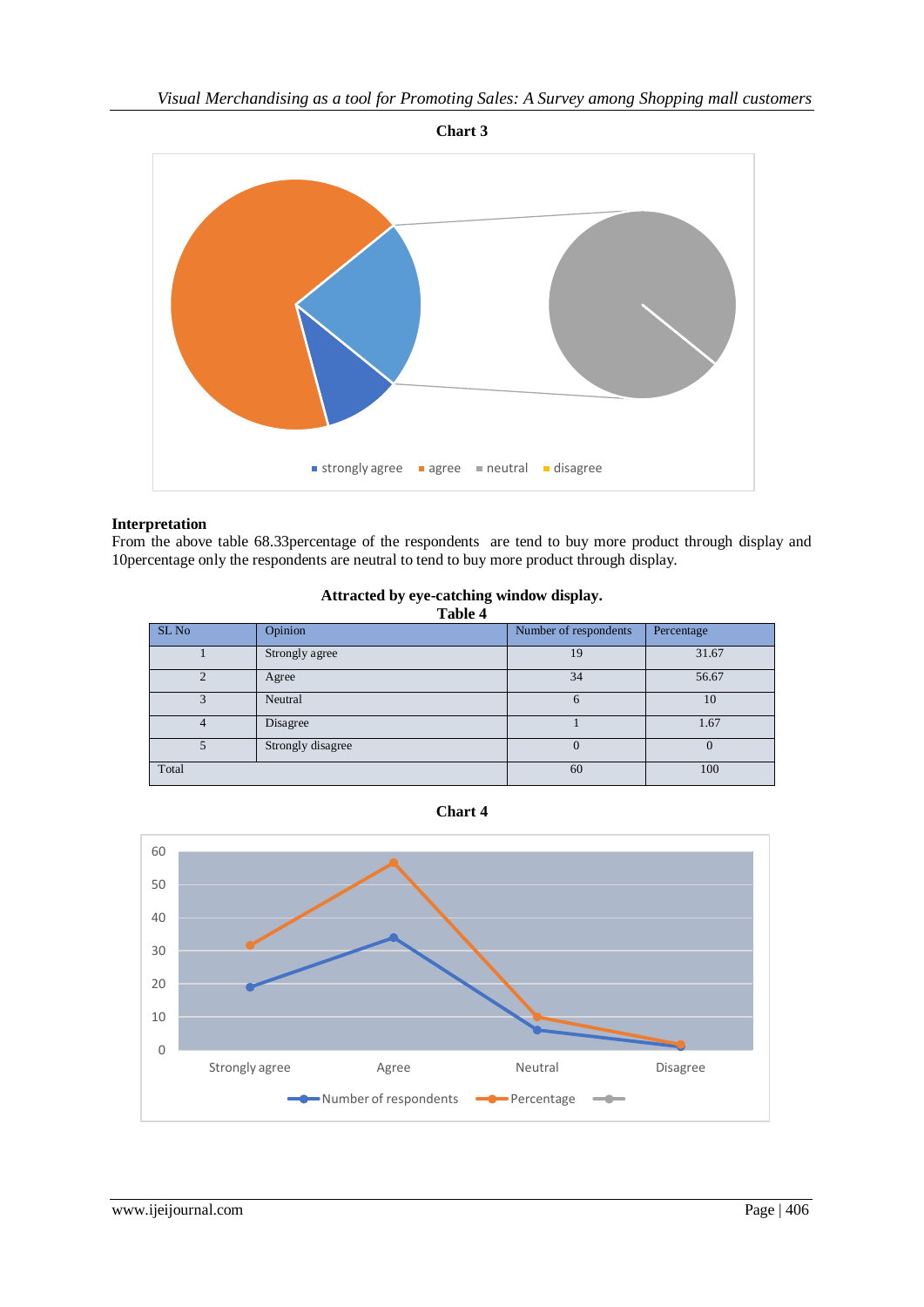**Chart 3**

**Interpretation**

From the above table 68.33percentage of the respondents are tend to buy more product through display and 10percentage only the respondents are neutral to tend to buy more product through display.

**Attracted by eye-catching window display.**

**Table 4**

| SL No | Opinion | Number of respondents | Percentage |
|---|---|---|---|
| 1 | Strongly agree | 19 | 31.67 |
| 2 | Agree | 34 | 56.67 |
| 3 | Neutral | 6 | 10 |
| 4 | Disagree | 1 | 1.67 |
| 5 | Strongly disagree | 0 | 0 |
| Total | | 60 | 100 |

**Chart 4**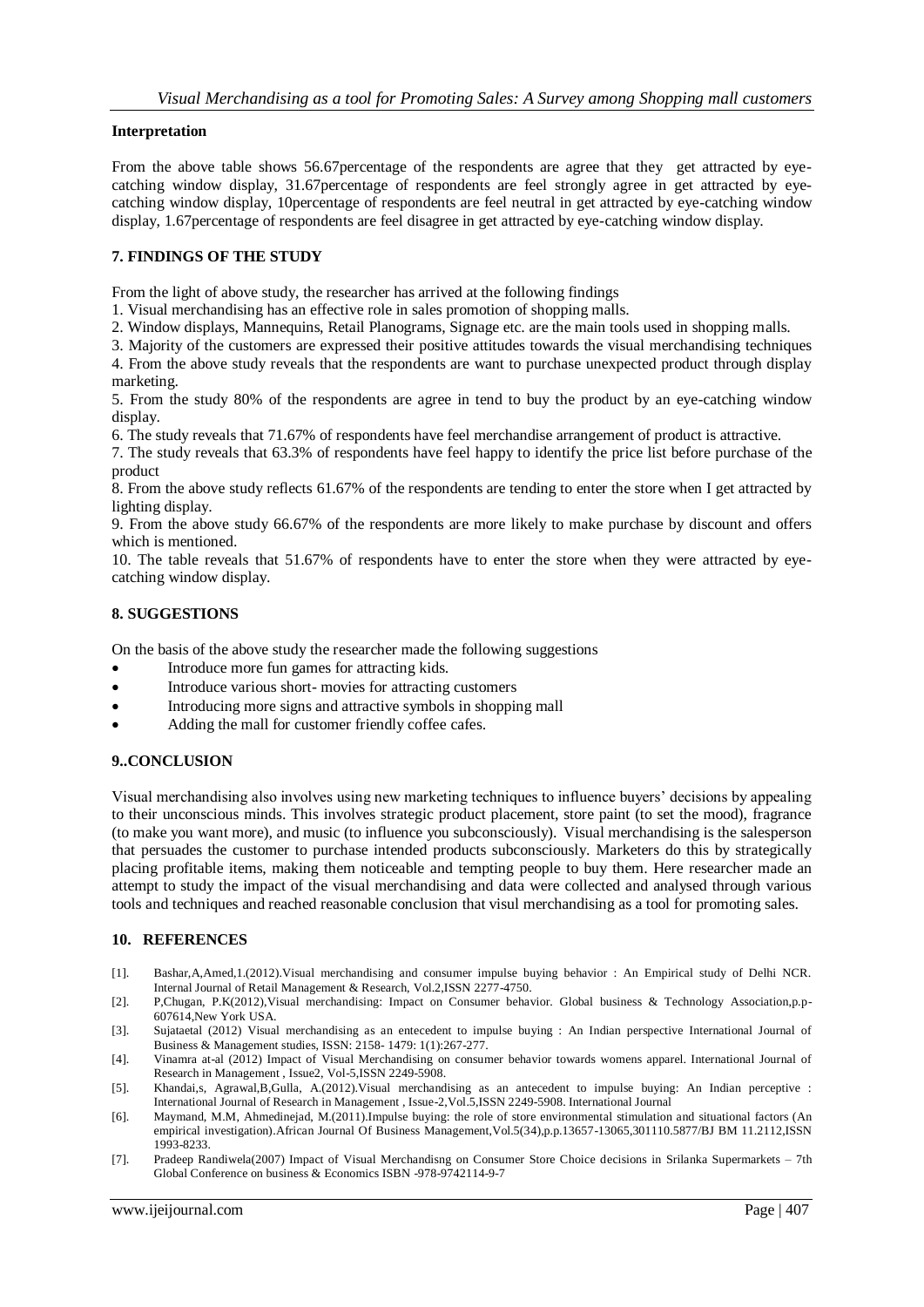### Interpretation

From the above table shows 56.67percentage of the respondents are agree that they get attracted by eye-catching window display, 31.67percentage of respondents are feel strongly agree in get attracted by eye-catching window display, 10percentage of respondents are feel neutral in get attracted by eye-catching window display, 1.67percentage of respondents are feel disagree in get attracted by eye-catching window display.

## 7. FINDINGS OF THE STUDY

From the light of above study, the researcher has arrived at the following findings

1. Visual merchandising has an effective role in sales promotion of shopping malls.
2. Window displays, Mannequins, Retail Planograms, Signage etc. are the main tools used in shopping malls.
3. Majority of the customers are expressed their positive attitudes towards the visual merchandising techniques
4. From the above study reveals that the respondents are want to purchase unexpected product through display marketing.
5. From the study 80% of the respondents are agree in tend to buy the product by an eye-catching window display.
6. The study reveals that 71.67% of respondents have feel merchandise arrangement of product is attractive.
7. The study reveals that 63.3% of respondents have feel happy to identify the price list before purchase of the product
8. From the above study reflects 61.67% of the respondents are tending to enter the store when I get attracted by lighting display.
9. From the above study 66.67% of the respondents are more likely to make purchase by discount and offers which is mentioned.
10. The table reveals that 51.67% of respondents have to enter the store when they were attracted by eye-catching window display.

## 8. SUGGESTIONS

On the basis of the above study the researcher made the following suggestions

- Introduce more fun games for attracting kids.
- Introduce various short- movies for attracting customers
- Introducing more signs and attractive symbols in shopping mall
- Adding the mall for customer friendly coffee cafes.

## 9..CONCLUSION

Visual merchandising also involves using new marketing techniques to influence buyers' decisions by appealing to their unconscious minds. This involves strategic product placement, store paint (to set the mood), fragrance (to make you want more), and music (to influence you subconsciously). Visual merchandising is the salesperson that persuades the customer to purchase intended products subconsciously. Marketers do this by strategically placing profitable items, making them noticeable and tempting people to buy them. Here researcher made an attempt to study the impact of the visual merchandising and data were collected and analysed through various tools and techniques and reached reasonable conclusion that visul merchandising as a tool for promoting sales.

## 10. REFERENCES

[1]. Bashar,A,Amed,1.(2012).Visual merchandising and consumer impulse buying behavior : An Empirical study of Delhi NCR. Internal Journal of Retail Management & Research, Vol.2,ISSN 2277-4750.

[2]. P,Chugan, P.K(2012),Visual merchandising: Impact on Consumer behavior. Global business & Technology Association,p.p-607614,New York USA.

[3]. Sujataetal (2012) Visual merchandising as an entecedent to impulse buying : An Indian perspective International Journal of Business & Management studies, ISSN: 2158- 1479: 1(1):267-277.

[4]. Vinamra at-al (2012) Impact of Visual Merchandising on consumer behavior towards womens apparel. International Journal of Research in Management , Issue2, Vol-5,ISSN 2249-5908.

[5]. Khandai,s, Agrawal,B,Gulla, A.(2012).Visual merchandising as an antecedent to impulse buying: An Indian perceptive : International Journal of Research in Management , Issue-2,Vol.5,ISSN 2249-5908. International Journal

[6]. Maymand, M.M, Ahmedinejad, M.(2011).Impulse buying: the role of store environmental stimulation and situational factors (An empirical investigation).African Journal Of Business Management,Vol.5(34),p.p.13657-13065,301110.5877/BJ BM 11.2112,ISSN 1993-8233.

[7]. Pradeep Randiwela(2007) Impact of Visual Merchandisng on Consumer Store Choice decisions in Srilanka Supermarkets – 7th Global Conference on business & Economics ISBN -978-9742114-9-7